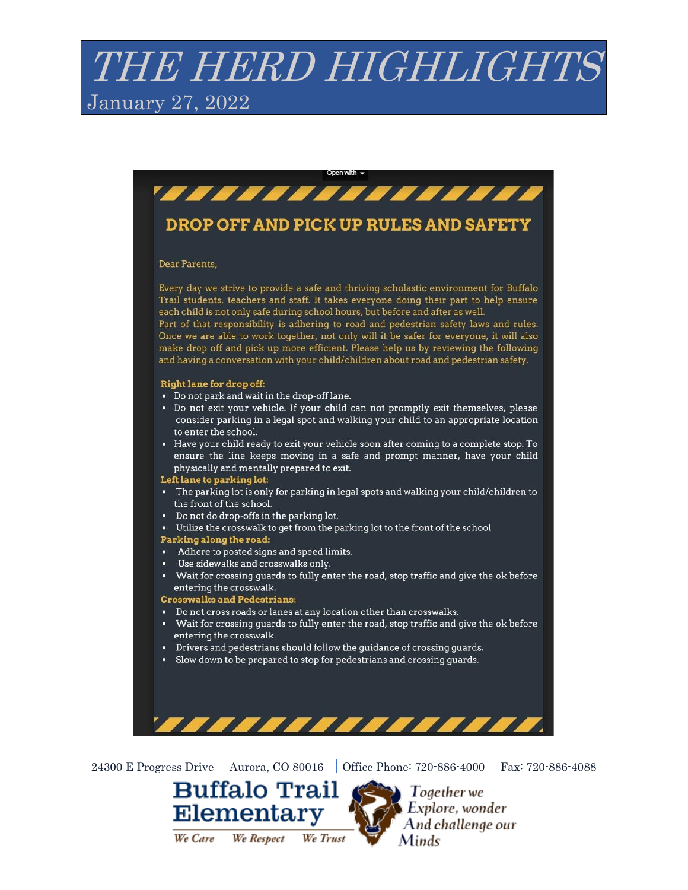# THE HERD HIGHLIGHTS

January 27, 2022

## DROP OFF AND PICK UP RULES AND SAFETY

Dear Parents,

Every day we strive to provide a safe and thriving scholastic environment for Buffalo Trail students, teachers and staff. It takes everyone doing their part to help ensure each child is not only safe during school hours, but before and after as well.
Part of that responsibility is adhering to road and pedestrian safety laws and rules. Once we are able to work together, not only will it be safer for everyone, it will also make drop off and pick up more efficient. Please help us by reviewing the following and having a conversation with your child/children about road and pedestrian safety.

**Right lane for drop off:**

- Do not park and wait in the drop-off lane.
- Do not exit your vehicle. If your child can not promptly exit themselves, please consider parking in a legal spot and walking your child to an appropriate location to enter the school.
- Have your child ready to exit your vehicle soon after coming to a complete stop. To ensure the line keeps moving in a safe and prompt manner, have your child physically and mentally prepared to exit.

**Left lane to parking lot:**

- The parking lot is only for parking in legal spots and walking your child/children to the front of the school.
- Do not do drop-offs in the parking lot.
- Utilize the crosswalk to get from the parking lot to the front of the school

**Parking along the road:**

- Adhere to posted signs and speed limits.
- Use sidewalks and crosswalks only.
- Wait for crossing guards to fully enter the road, stop traffic and give the ok before entering the crosswalk.

**Crosswalks and Pedestrians:**

- Do not cross roads or lanes at any location other than crosswalks.
- Wait for crossing guards to fully enter the road, stop traffic and give the ok before entering the crosswalk.
- Drivers and pedestrians should follow the guidance of crossing guards.
- Slow down to be prepared to stop for pedestrians and crossing guards.

24300 E Progress Drive | Aurora, CO 80016 | Office Phone: 720-886-4000 | Fax: 720-886-4088

**Buffalo Trail Elementary**

*We Care We Respect We Trust*

*Together we Explore, wonder And challenge our Minds*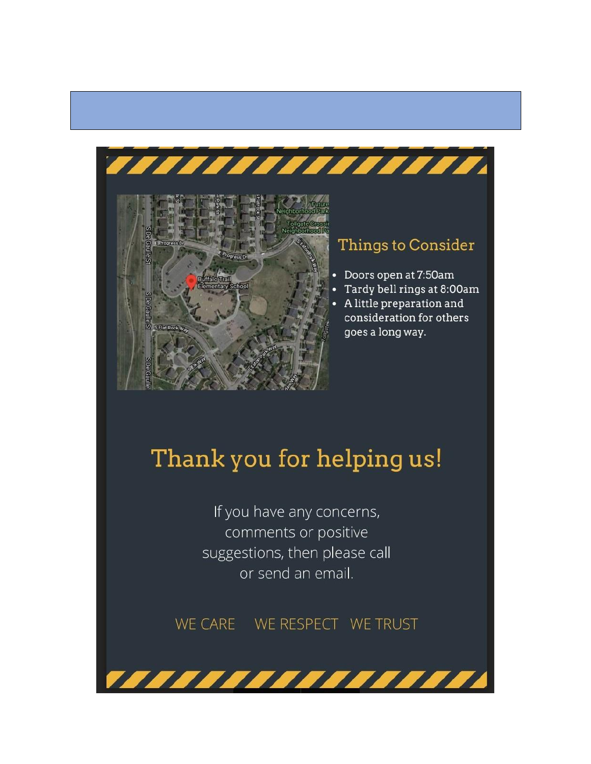## Things to Consider

- Doors open at 7:50am
- Tardy bell rings at 8:00am
- A little preparation and consideration for others goes a long way.

# Thank you for helping us!

If you have any concerns, comments or positive suggestions, then please call or send an email.

WE CARE WE RESPECT WE TRUST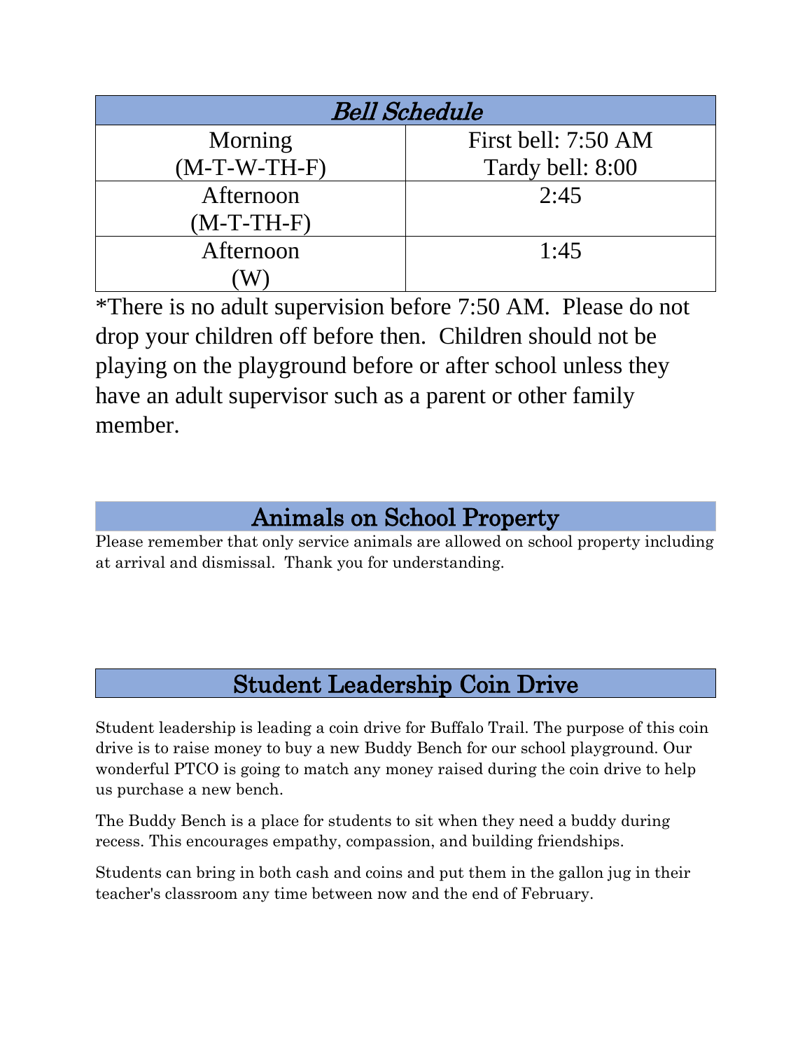| *Bell Schedule* | |
|---|---|
| Morning (M-T-W-TH-F) | First bell: 7:50 AM<br>Tardy bell: 8:00 |
| Afternoon (M-T-TH-F) | 2:45 |
| Afternoon (W) | 1:45 |

*There is no adult supervision before 7:50 AM. Please do not drop your children off before then. Children should not be playing on the playground before or after school unless they have an adult supervisor such as a parent or other family member.

## Animals on School Property

Please remember that only service animals are allowed on school property including at arrival and dismissal. Thank you for understanding.

## Student Leadership Coin Drive

Student leadership is leading a coin drive for Buffalo Trail. The purpose of this coin drive is to raise money to buy a new Buddy Bench for our school playground. Our wonderful PTCO is going to match any money raised during the coin drive to help us purchase a new bench.

The Buddy Bench is a place for students to sit when they need a buddy during recess. This encourages empathy, compassion, and building friendships.

Students can bring in both cash and coins and put them in the gallon jug in their teacher's classroom any time between now and the end of February.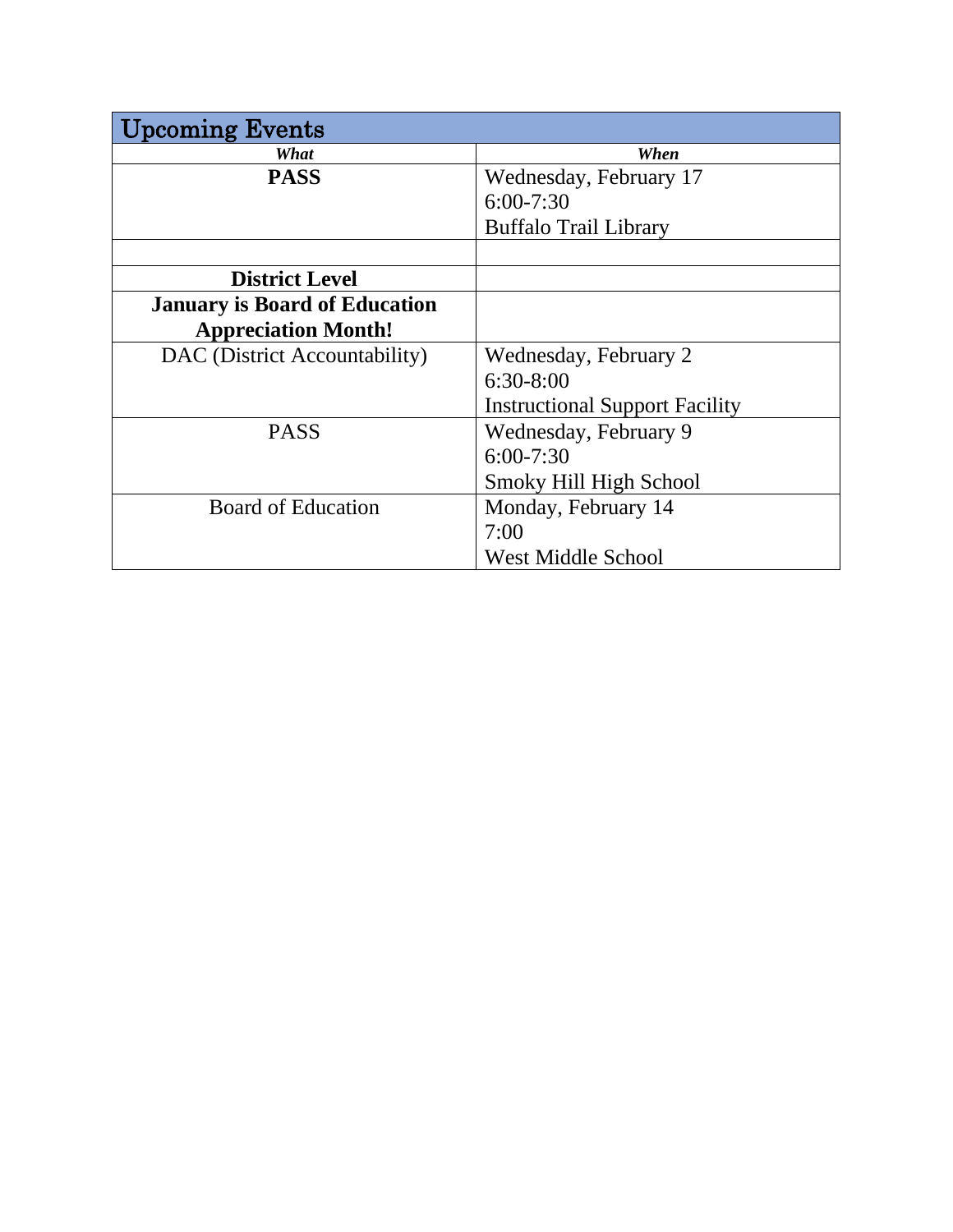| Upcoming Events | |
|---|---|
| ***What*** | ***When*** |
| **PASS** | Wednesday, February 17<br>6:00-7:30<br>Buffalo Trail Library |
| | |
| **District Level** | |
| **January is Board of Education Appreciation Month!** | |
| DAC (District Accountability) | Wednesday, February 2<br>6:30-8:00<br>Instructional Support Facility |
| PASS | Wednesday, February 9<br>6:00-7:30<br>Smoky Hill High School |
| Board of Education | Monday, February 14<br>7:00<br>West Middle School |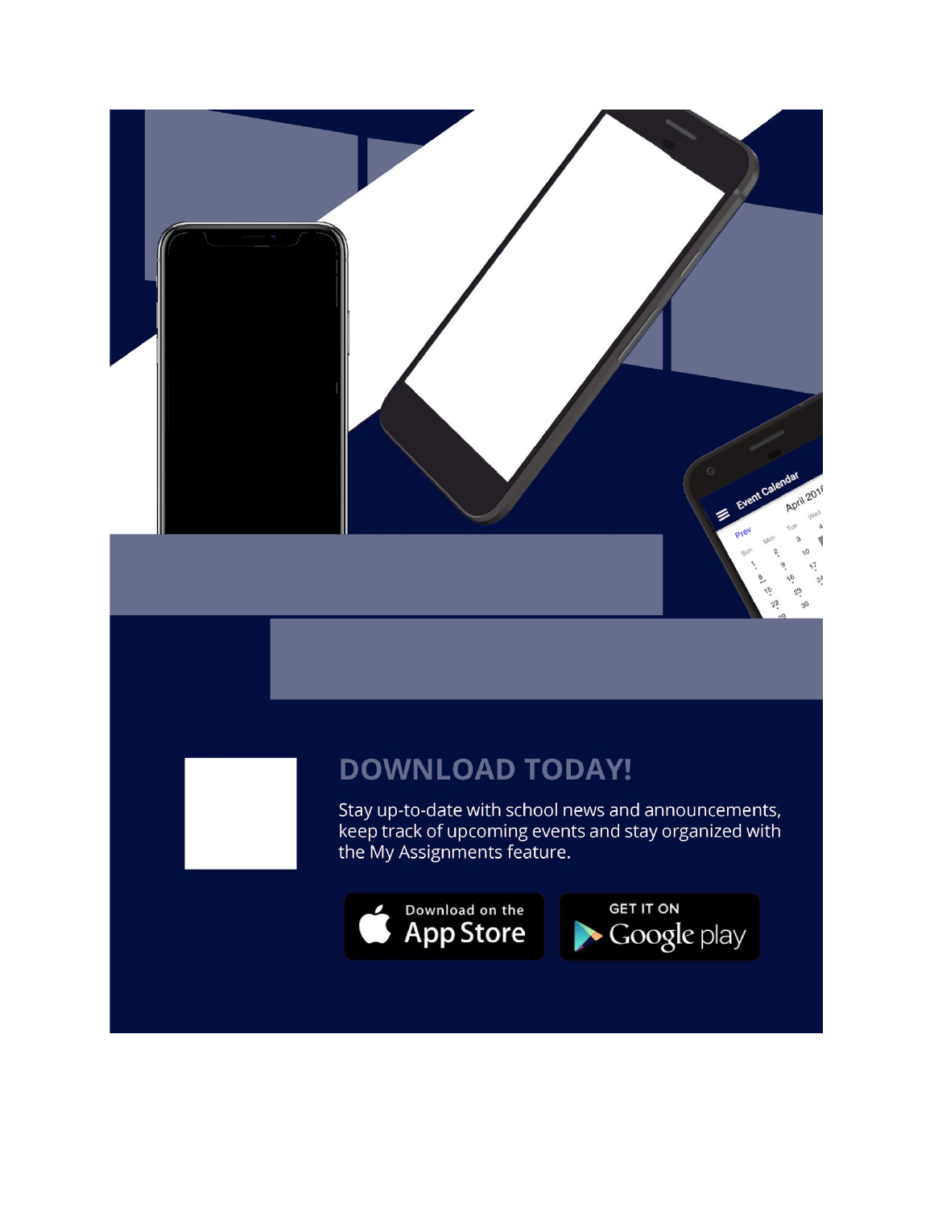## DOWNLOAD TODAY!

Stay up-to-date with school news and announcements, keep track of upcoming events and stay organized with the My Assignments feature.

Download on the App Store

GET IT ON Google play